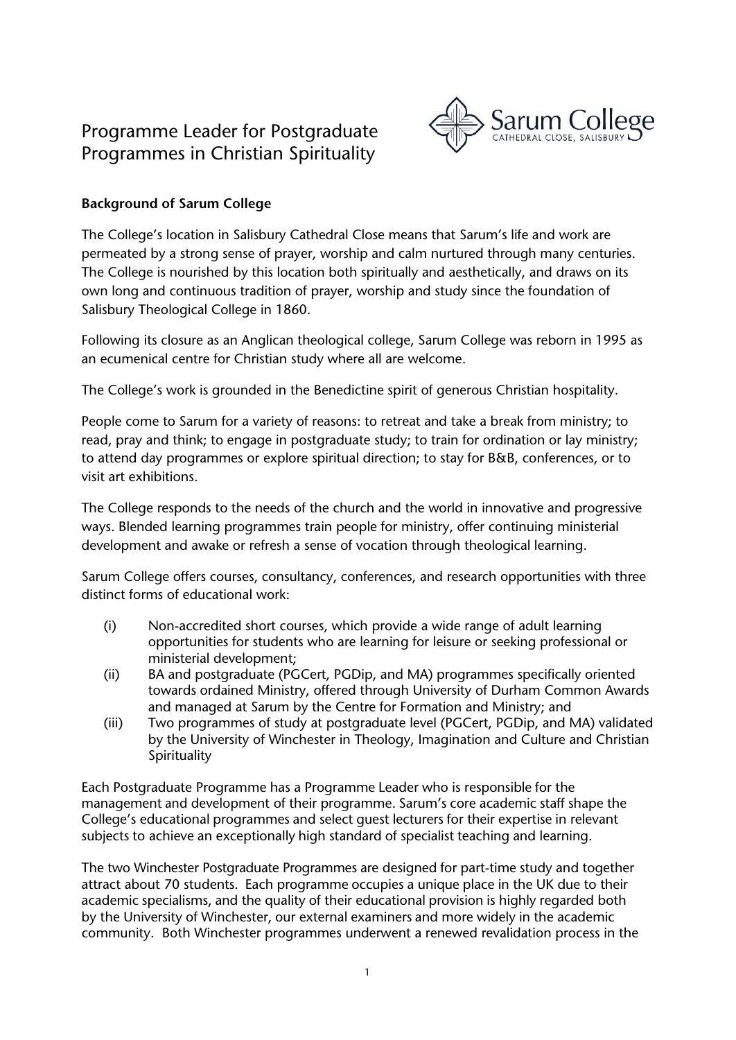# Programme Leader for Postgraduate Programmes in Christian Spirituality

### Background of Sarum College

The College's location in Salisbury Cathedral Close means that Sarum's life and work are permeated by a strong sense of prayer, worship and calm nurtured through many centuries. The College is nourished by this location both spiritually and aesthetically, and draws on its own long and continuous tradition of prayer, worship and study since the foundation of Salisbury Theological College in 1860.

Following its closure as an Anglican theological college, Sarum College was reborn in 1995 as an ecumenical centre for Christian study where all are welcome.

The College's work is grounded in the Benedictine spirit of generous Christian hospitality.

People come to Sarum for a variety of reasons: to retreat and take a break from ministry; to read, pray and think; to engage in postgraduate study; to train for ordination or lay ministry; to attend day programmes or explore spiritual direction; to stay for B&B, conferences, or to visit art exhibitions.

The College responds to the needs of the church and the world in innovative and progressive ways. Blended learning programmes train people for ministry, offer continuing ministerial development and awake or refresh a sense of vocation through theological learning.

Sarum College offers courses, consultancy, conferences, and research opportunities with three distinct forms of educational work:

(i) Non-accredited short courses, which provide a wide range of adult learning opportunities for students who are learning for leisure or seeking professional or ministerial development;

(ii) BA and postgraduate (PGCert, PGDip, and MA) programmes specifically oriented towards ordained Ministry, offered through University of Durham Common Awards and managed at Sarum by the Centre for Formation and Ministry; and

(iii) Two programmes of study at postgraduate level (PGCert, PGDip, and MA) validated by the University of Winchester in Theology, Imagination and Culture and Christian Spirituality

Each Postgraduate Programme has a Programme Leader who is responsible for the management and development of their programme. Sarum's core academic staff shape the College's educational programmes and select guest lecturers for their expertise in relevant subjects to achieve an exceptionally high standard of specialist teaching and learning.

The two Winchester Postgraduate Programmes are designed for part-time study and together attract about 70 students. Each programme occupies a unique place in the UK due to their academic specialisms, and the quality of their educational provision is highly regarded both by the University of Winchester, our external examiners and more widely in the academic community. Both Winchester programmes underwent a renewed revalidation process in the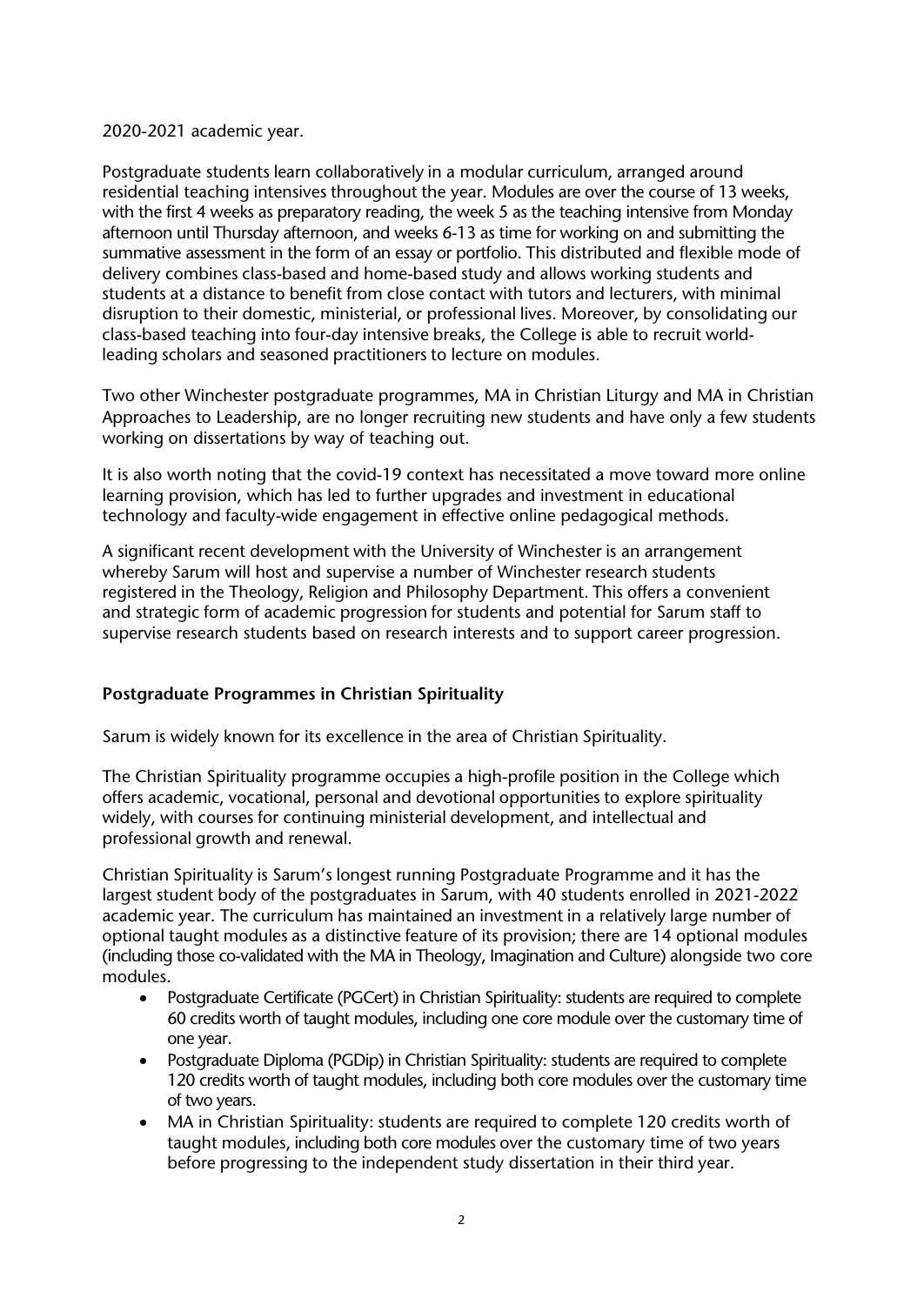2020-2021 academic year.

Postgraduate students learn collaboratively in a modular curriculum, arranged around residential teaching intensives throughout the year. Modules are over the course of 13 weeks, with the first 4 weeks as preparatory reading, the week 5 as the teaching intensive from Monday afternoon until Thursday afternoon, and weeks 6-13 as time for working on and submitting the summative assessment in the form of an essay or portfolio. This distributed and flexible mode of delivery combines class-based and home-based study and allows working students and students at a distance to benefit from close contact with tutors and lecturers, with minimal disruption to their domestic, ministerial, or professional lives. Moreover, by consolidating our class-based teaching into four-day intensive breaks, the College is able to recruit world-leading scholars and seasoned practitioners to lecture on modules.

Two other Winchester postgraduate programmes, MA in Christian Liturgy and MA in Christian Approaches to Leadership, are no longer recruiting new students and have only a few students working on dissertations by way of teaching out.

It is also worth noting that the covid-19 context has necessitated a move toward more online learning provision, which has led to further upgrades and investment in educational technology and faculty-wide engagement in effective online pedagogical methods.

A significant recent development with the University of Winchester is an arrangement whereby Sarum will host and supervise a number of Winchester research students registered in the Theology, Religion and Philosophy Department. This offers a convenient and strategic form of academic progression for students and potential for Sarum staff to supervise research students based on research interests and to support career progression.

**Postgraduate Programmes in Christian Spirituality**

Sarum is widely known for its excellence in the area of Christian Spirituality.

The Christian Spirituality programme occupies a high-profile position in the College which offers academic, vocational, personal and devotional opportunities to explore spirituality widely, with courses for continuing ministerial development, and intellectual and professional growth and renewal.

Christian Spirituality is Sarum's longest running Postgraduate Programme and it has the largest student body of the postgraduates in Sarum, with 40 students enrolled in 2021-2022 academic year. The curriculum has maintained an investment in a relatively large number of optional taught modules as a distinctive feature of its provision; there are 14 optional modules (including those co-validated with the MA in Theology, Imagination and Culture) alongside two core modules.

- Postgraduate Certificate (PGCert) in Christian Spirituality: students are required to complete 60 credits worth of taught modules, including one core module over the customary time of one year.
- Postgraduate Diploma (PGDip) in Christian Spirituality: students are required to complete 120 credits worth of taught modules, including both core modules over the customary time of two years.
- MA in Christian Spirituality: students are required to complete 120 credits worth of taught modules, including both core modules over the customary time of two years before progressing to the independent study dissertation in their third year.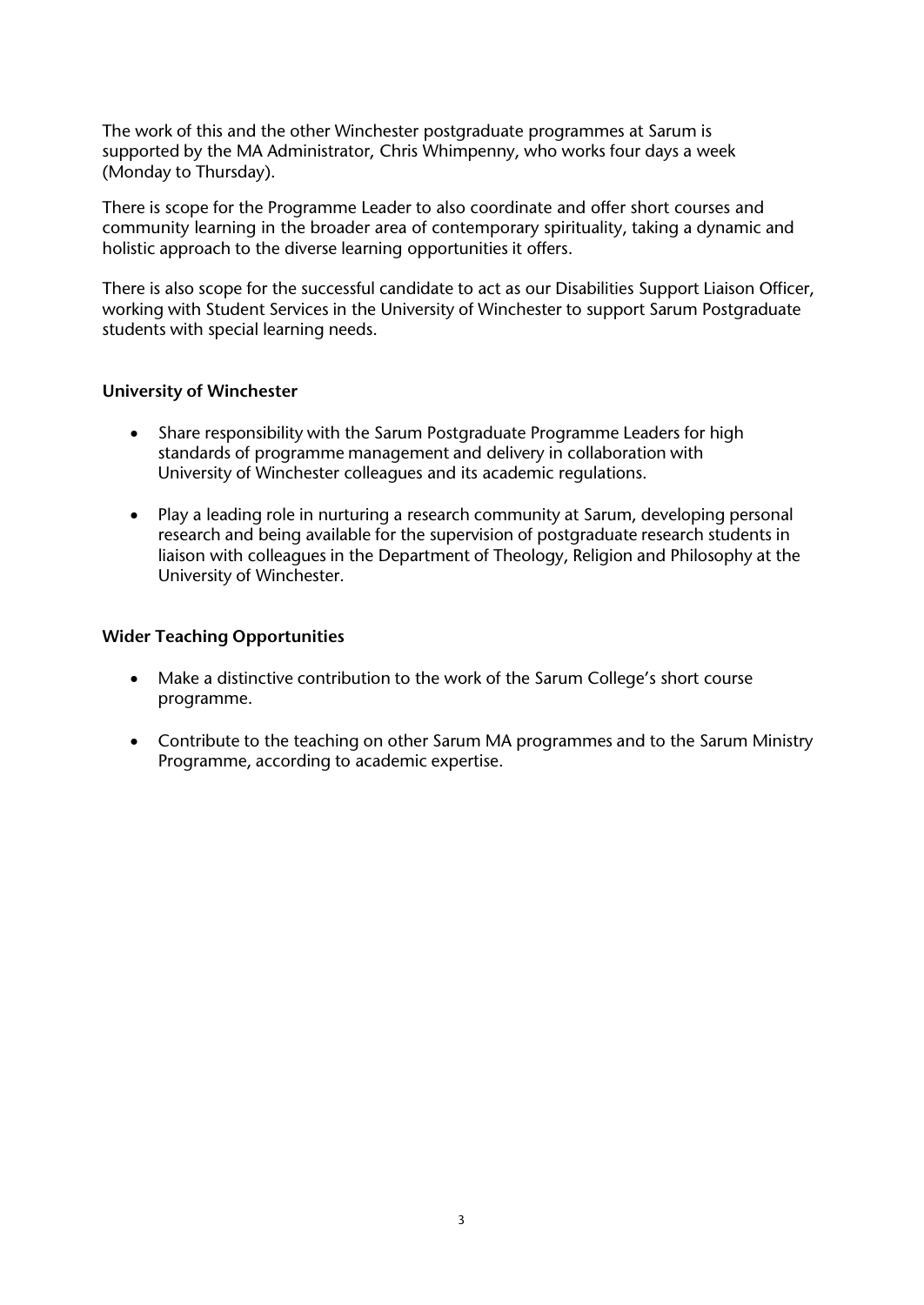The work of this and the other Winchester postgraduate programmes at Sarum is supported by the MA Administrator, Chris Whimpenny, who works four days a week (Monday to Thursday).

There is scope for the Programme Leader to also coordinate and offer short courses and community learning in the broader area of contemporary spirituality, taking a dynamic and holistic approach to the diverse learning opportunities it offers.

There is also scope for the successful candidate to act as our Disabilities Support Liaison Officer, working with Student Services in the University of Winchester to support Sarum Postgraduate students with special learning needs.

**University of Winchester**

- Share responsibility with the Sarum Postgraduate Programme Leaders for high standards of programme management and delivery in collaboration with University of Winchester colleagues and its academic regulations.
- Play a leading role in nurturing a research community at Sarum, developing personal research and being available for the supervision of postgraduate research students in liaison with colleagues in the Department of Theology, Religion and Philosophy at the University of Winchester.

**Wider Teaching Opportunities**

- Make a distinctive contribution to the work of the Sarum College's short course programme.
- Contribute to the teaching on other Sarum MA programmes and to the Sarum Ministry Programme, according to academic expertise.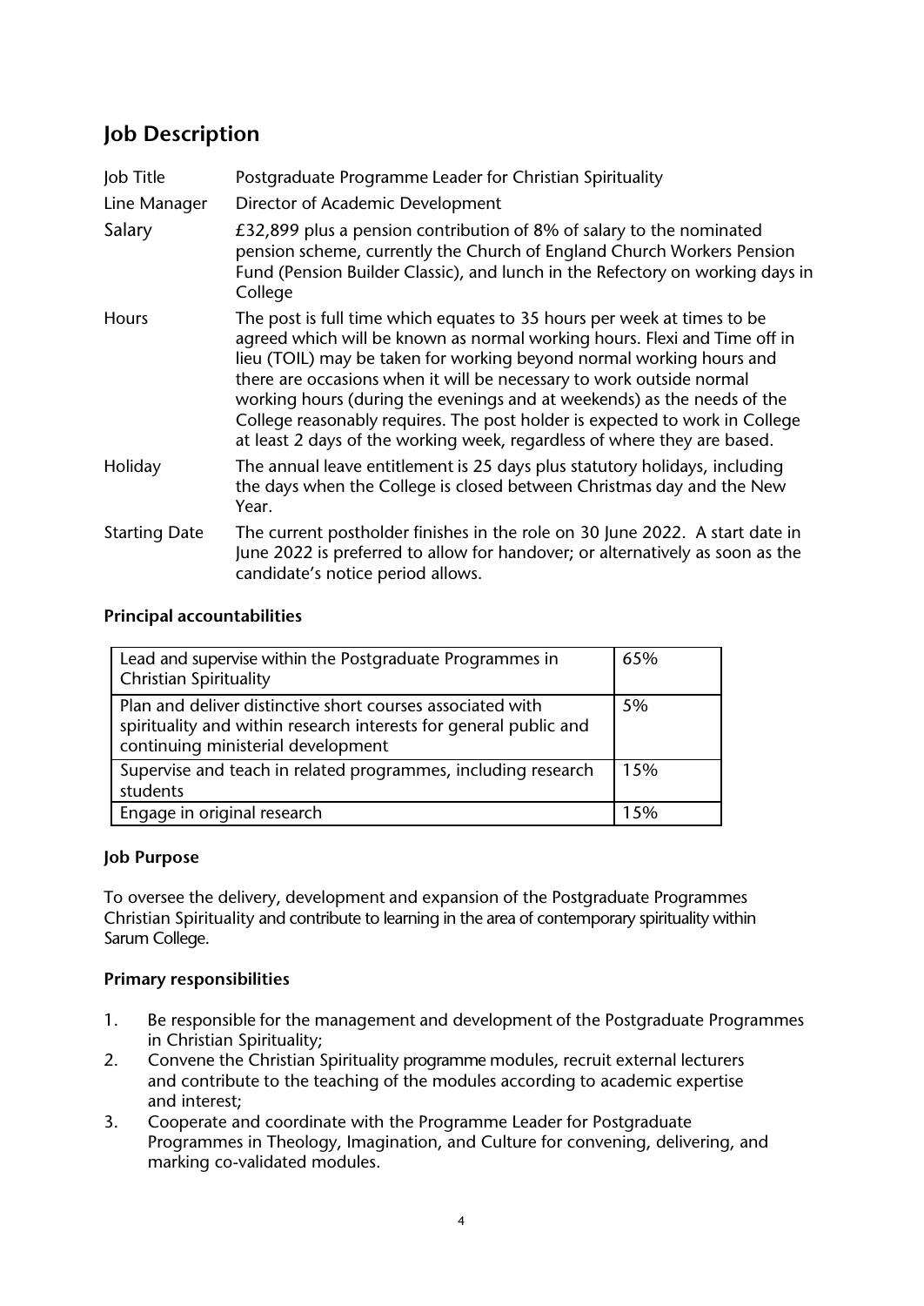## Job Description

| | |
|---|---|
| Job Title | Postgraduate Programme Leader for Christian Spirituality |
| Line Manager | Director of Academic Development |
| Salary | £32,899 plus a pension contribution of 8% of salary to the nominated pension scheme, currently the Church of England Church Workers Pension Fund (Pension Builder Classic), and lunch in the Refectory on working days in College |
| Hours | The post is full time which equates to 35 hours per week at times to be agreed which will be known as normal working hours. Flexi and Time off in lieu (TOIL) may be taken for working beyond normal working hours and there are occasions when it will be necessary to work outside normal working hours (during the evenings and at weekends) as the needs of the College reasonably requires. The post holder is expected to work in College at least 2 days of the working week, regardless of where they are based. |
| Holiday | The annual leave entitlement is 25 days plus statutory holidays, including the days when the College is closed between Christmas day and the New Year. |
| Starting Date | The current postholder finishes in the role on 30 June 2022. A start date in June 2022 is preferred to allow for handover; or alternatively as soon as the candidate's notice period allows. |

**Principal accountabilities**

| | |
|---|---|
| Lead and supervise within the Postgraduate Programmes in Christian Spirituality | 65% |
| Plan and deliver distinctive short courses associated with spirituality and within research interests for general public and continuing ministerial development | 5% |
| Supervise and teach in related programmes, including research students | 15% |
| Engage in original research | 15% |

**Job Purpose**

To oversee the delivery, development and expansion of the Postgraduate Programmes Christian Spirituality and contribute to learning in the area of contemporary spirituality within Sarum College.

**Primary responsibilities**

1. Be responsible for the management and development of the Postgraduate Programmes in Christian Spirituality;
2. Convene the Christian Spirituality programme modules, recruit external lecturers and contribute to the teaching of the modules according to academic expertise and interest;
3. Cooperate and coordinate with the Programme Leader for Postgraduate Programmes in Theology, Imagination, and Culture for convening, delivering, and marking co-validated modules.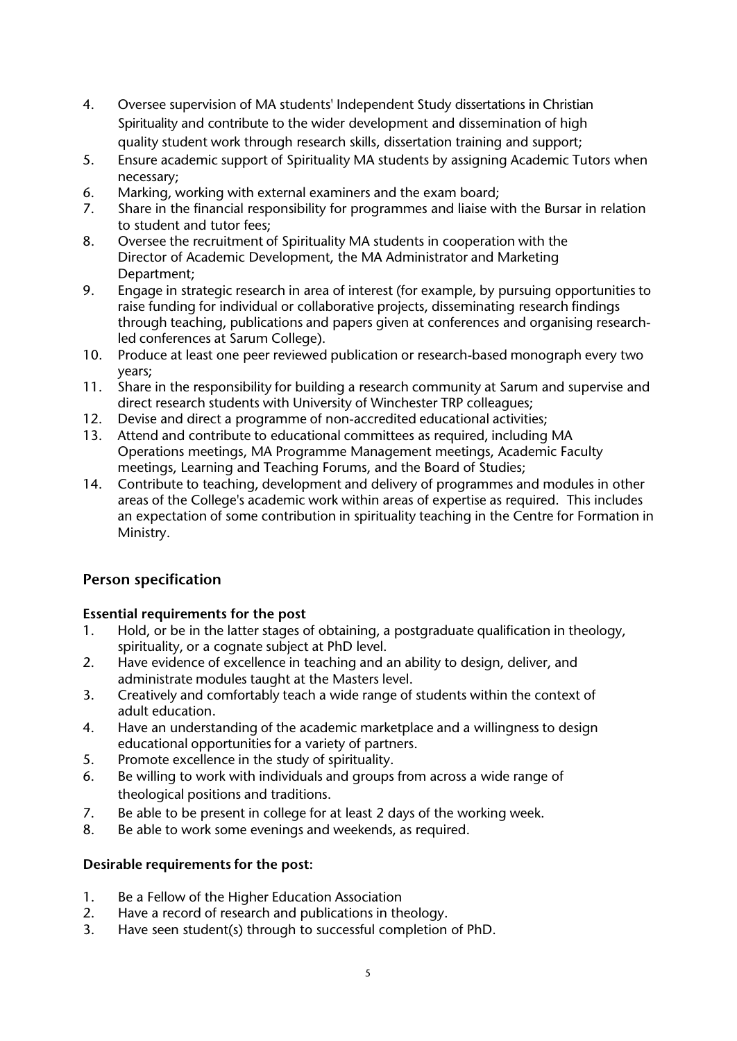4. Oversee supervision of MA students' Independent Study dissertations in Christian Spirituality and contribute to the wider development and dissemination of high quality student work through research skills, dissertation training and support;
5. Ensure academic support of Spirituality MA students by assigning Academic Tutors when necessary;
6. Marking, working with external examiners and the exam board;
7. Share in the financial responsibility for programmes and liaise with the Bursar in relation to student and tutor fees;
8. Oversee the recruitment of Spirituality MA students in cooperation with the Director of Academic Development, the MA Administrator and Marketing Department;
9. Engage in strategic research in area of interest (for example, by pursuing opportunities to raise funding for individual or collaborative projects, disseminating research findings through teaching, publications and papers given at conferences and organising research-led conferences at Sarum College).
10. Produce at least one peer reviewed publication or research-based monograph every two years;
11. Share in the responsibility for building a research community at Sarum and supervise and direct research students with University of Winchester TRP colleagues;
12. Devise and direct a programme of non-accredited educational activities;
13. Attend and contribute to educational committees as required, including MA Operations meetings, MA Programme Management meetings, Academic Faculty meetings, Learning and Teaching Forums, and the Board of Studies;
14. Contribute to teaching, development and delivery of programmes and modules in other areas of the College's academic work within areas of expertise as required. This includes an expectation of some contribution in spirituality teaching in the Centre for Formation in Ministry.

## Person specification

### Essential requirements for the post

1. Hold, or be in the latter stages of obtaining, a postgraduate qualification in theology, spirituality, or a cognate subject at PhD level.
2. Have evidence of excellence in teaching and an ability to design, deliver, and administrate modules taught at the Masters level.
3. Creatively and comfortably teach a wide range of students within the context of adult education.
4. Have an understanding of the academic marketplace and a willingness to design educational opportunities for a variety of partners.
5. Promote excellence in the study of spirituality.
6. Be willing to work with individuals and groups from across a wide range of theological positions and traditions.
7. Be able to be present in college for at least 2 days of the working week.
8. Be able to work some evenings and weekends, as required.

### Desirable requirements for the post:

1. Be a Fellow of the Higher Education Association
2. Have a record of research and publications in theology.
3. Have seen student(s) through to successful completion of PhD.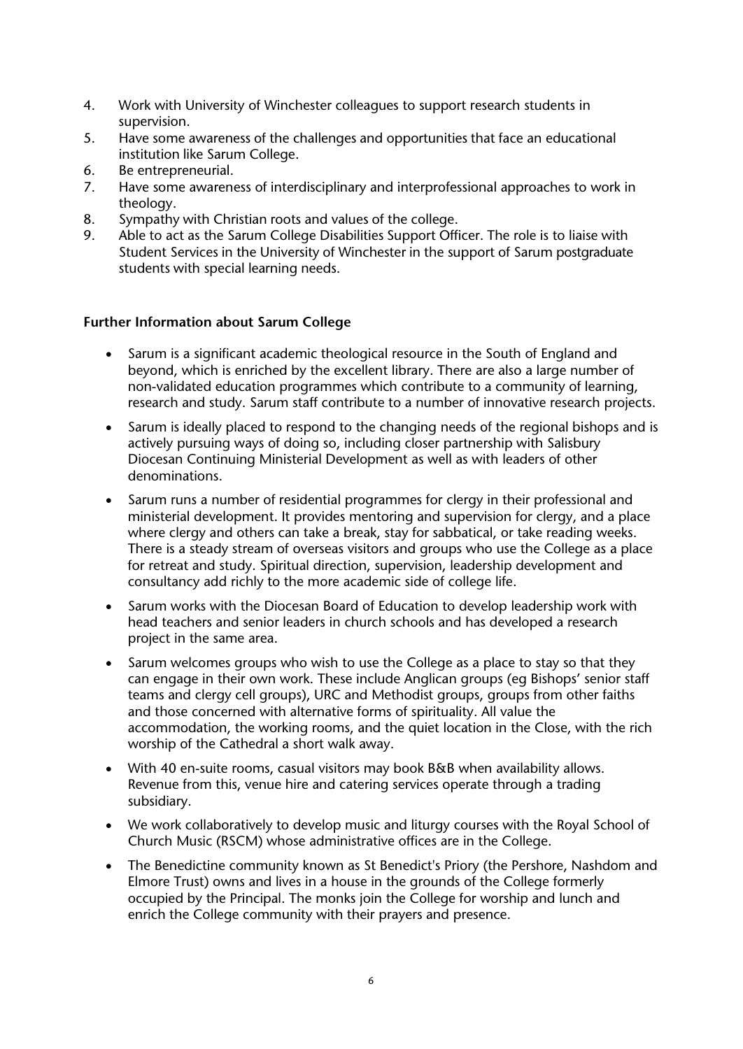4. Work with University of Winchester colleagues to support research students in supervision.
5. Have some awareness of the challenges and opportunities that face an educational institution like Sarum College.
6. Be entrepreneurial.
7. Have some awareness of interdisciplinary and interprofessional approaches to work in theology.
8. Sympathy with Christian roots and values of the college.
9. Able to act as the Sarum College Disabilities Support Officer. The role is to liaise with Student Services in the University of Winchester in the support of Sarum postgraduate students with special learning needs.

**Further Information about Sarum College**

- Sarum is a significant academic theological resource in the South of England and beyond, which is enriched by the excellent library. There are also a large number of non-validated education programmes which contribute to a community of learning, research and study. Sarum staff contribute to a number of innovative research projects.
- Sarum is ideally placed to respond to the changing needs of the regional bishops and is actively pursuing ways of doing so, including closer partnership with Salisbury Diocesan Continuing Ministerial Development as well as with leaders of other denominations.
- Sarum runs a number of residential programmes for clergy in their professional and ministerial development. It provides mentoring and supervision for clergy, and a place where clergy and others can take a break, stay for sabbatical, or take reading weeks. There is a steady stream of overseas visitors and groups who use the College as a place for retreat and study. Spiritual direction, supervision, leadership development and consultancy add richly to the more academic side of college life.
- Sarum works with the Diocesan Board of Education to develop leadership work with head teachers and senior leaders in church schools and has developed a research project in the same area.
- Sarum welcomes groups who wish to use the College as a place to stay so that they can engage in their own work. These include Anglican groups (eg Bishops' senior staff teams and clergy cell groups), URC and Methodist groups, groups from other faiths and those concerned with alternative forms of spirituality. All value the accommodation, the working rooms, and the quiet location in the Close, with the rich worship of the Cathedral a short walk away.
- With 40 en-suite rooms, casual visitors may book B&B when availability allows. Revenue from this, venue hire and catering services operate through a trading subsidiary.
- We work collaboratively to develop music and liturgy courses with the Royal School of Church Music (RSCM) whose administrative offices are in the College.
- The Benedictine community known as St Benedict's Priory (the Pershore, Nashdom and Elmore Trust) owns and lives in a house in the grounds of the College formerly occupied by the Principal. The monks join the College for worship and lunch and enrich the College community with their prayers and presence.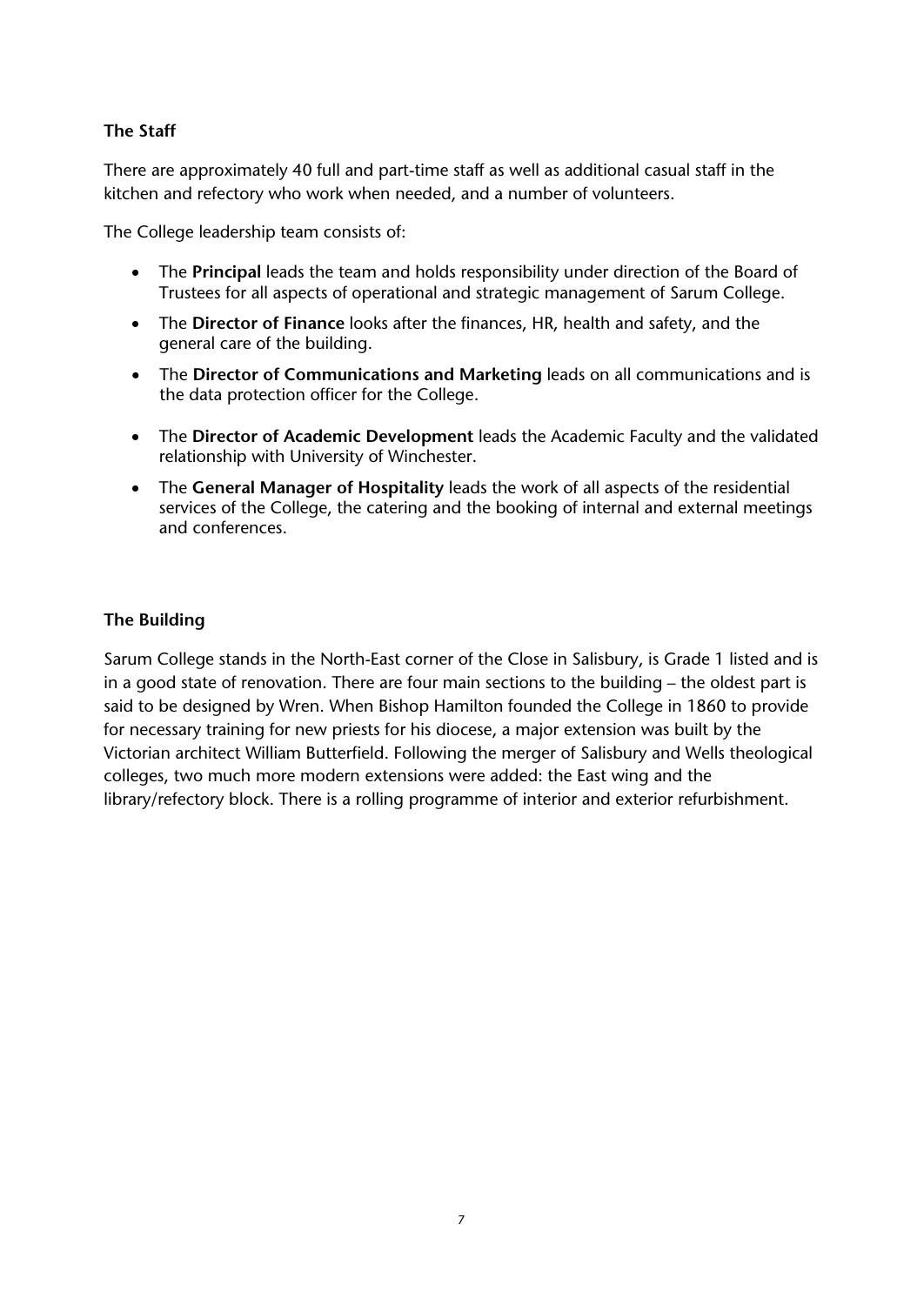### The Staff

There are approximately 40 full and part-time staff as well as additional casual staff in the kitchen and refectory who work when needed, and a number of volunteers.

The College leadership team consists of:

- The **Principal** leads the team and holds responsibility under direction of the Board of Trustees for all aspects of operational and strategic management of Sarum College.
- The **Director of Finance** looks after the finances, HR, health and safety, and the general care of the building.
- The **Director of Communications and Marketing** leads on all communications and is the data protection officer for the College.
- The **Director of Academic Development** leads the Academic Faculty and the validated relationship with University of Winchester.
- The **General Manager of Hospitality** leads the work of all aspects of the residential services of the College, the catering and the booking of internal and external meetings and conferences.

### The Building

Sarum College stands in the North-East corner of the Close in Salisbury, is Grade 1 listed and is in a good state of renovation. There are four main sections to the building – the oldest part is said to be designed by Wren. When Bishop Hamilton founded the College in 1860 to provide for necessary training for new priests for his diocese, a major extension was built by the Victorian architect William Butterfield. Following the merger of Salisbury and Wells theological colleges, two much more modern extensions were added: the East wing and the library/refectory block. There is a rolling programme of interior and exterior refurbishment.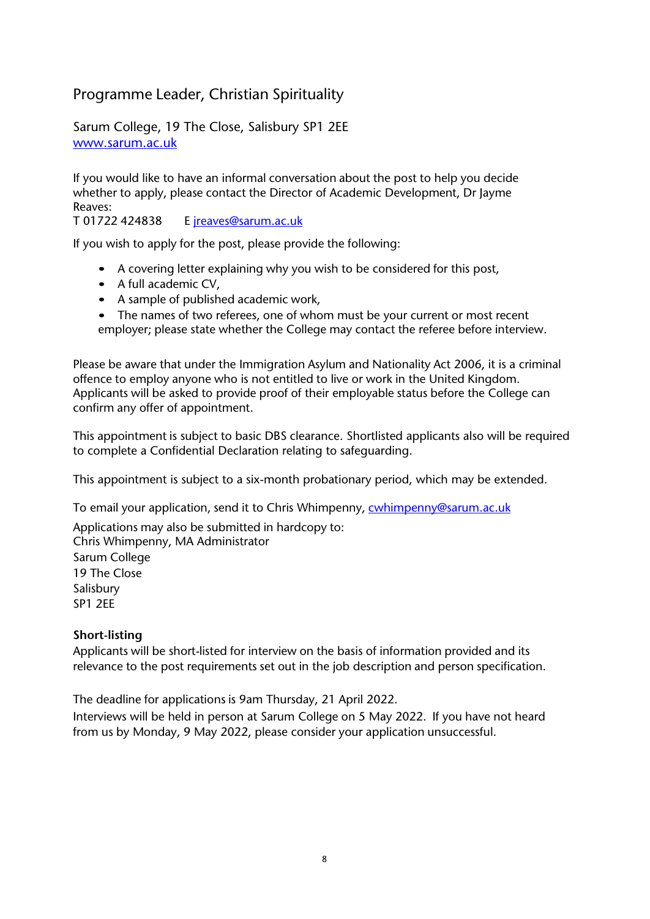# Programme Leader, Christian Spirituality

Sarum College, 19 The Close, Salisbury SP1 2EE
www.sarum.ac.uk

If you would like to have an informal conversation about the post to help you decide whether to apply, please contact the Director of Academic Development, Dr Jayme Reaves:
T 01722 424838 E jreaves@sarum.ac.uk

If you wish to apply for the post, please provide the following:

- A covering letter explaining why you wish to be considered for this post,
- A full academic CV,
- A sample of published academic work,
- The names of two referees, one of whom must be your current or most recent employer; please state whether the College may contact the referee before interview.

Please be aware that under the Immigration Asylum and Nationality Act 2006, it is a criminal offence to employ anyone who is not entitled to live or work in the United Kingdom. Applicants will be asked to provide proof of their employable status before the College can confirm any offer of appointment.

This appointment is subject to basic DBS clearance. Shortlisted applicants also will be required to complete a Confidential Declaration relating to safeguarding.

This appointment is subject to a six-month probationary period, which may be extended.

To email your application, send it to Chris Whimpenny, cwhimpenny@sarum.ac.uk

Applications may also be submitted in hardcopy to:
Chris Whimpenny, MA Administrator
Sarum College
19 The Close
Salisbury
SP1 2EE

**Short-listing**
Applicants will be short-listed for interview on the basis of information provided and its relevance to the post requirements set out in the job description and person specification.

The deadline for applications is 9am Thursday, 21 April 2022.
Interviews will be held in person at Sarum College on 5 May 2022. If you have not heard from us by Monday, 9 May 2022, please consider your application unsuccessful.